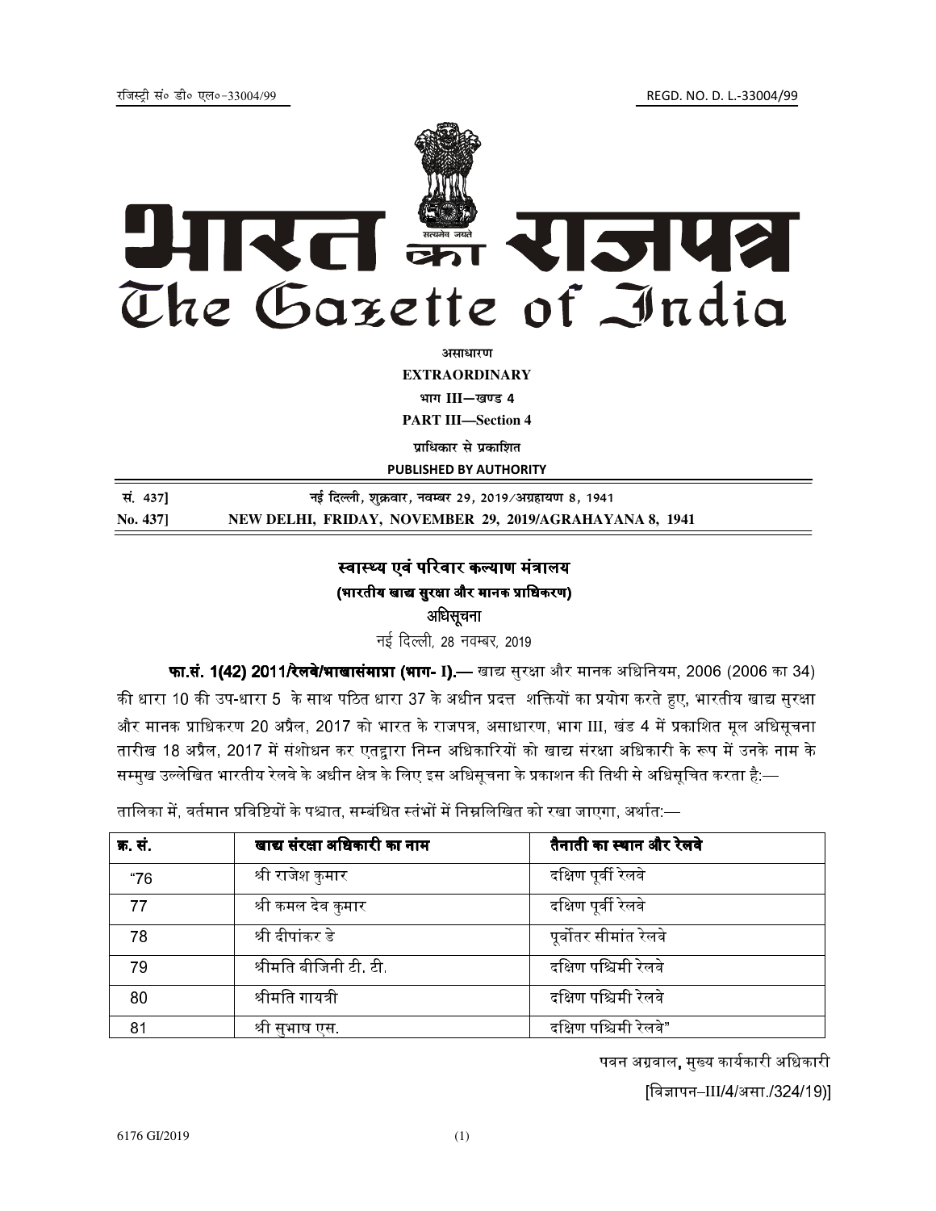रजिस्ट्री सं० डी० एल०-33004/99 REGD. NO. D. L.-33004/99

# भारत का राजपत्र
# The Gazette of India

**असाधारण**

**EXTRAORDINARY**

**भाग III—खण्ड 4**

**PART III—Section 4**

**प्राधिकार से प्रकाशित**

**PUBLISHED BY AUTHORITY**

| | |
|---|---|
| **सं. 437]** | **नई दिल्ली, शुक्रवार, नवम्बर 29, 2019/अग्रहायण 8, 1941** |
| **No. 437]** | **NEW DELHI, FRIDAY, NOVEMBER 29, 2019/AGRAHAYANA 8, 1941** |

## स्वास्थ्य एवं परिवार कल्याण मंत्रालय

### (भारतीय खाद्य सुरक्षा और मानक प्राधिकरण)

### अधिसूचना

नई दिल्ली, 28 नवम्बर, 2019

**फा.सं. 1(42) 2011/रेलवे/भाखासंमाप्रा (भाग- I).—** खाद्य सुरक्षा और मानक अधिनियम, 2006 (2006 का 34) की धारा 10 की उप-धारा 5 के साथ पठित धारा 37 के अधीन प्रदत्त शक्तियों का प्रयोग करते हुए, भारतीय खाद्य सुरक्षा और मानक प्राधिकरण 20 अप्रैल, 2017 को भारत के राजपत्र, असाधारण, भाग III, खंड 4 में प्रकाशित मूल अधिसूचना तारीख 18 अप्रैल, 2017 में संशोधन कर एतद्वारा निम्न अधिकारियों को खाद्य संरक्षा अधिकारी के रूप में उनके नाम के सम्मुख उल्लेखित भारतीय रेलवे के अधीन क्षेत्र के लिए इस अधिसूचना के प्रकाशन की तिथि से अधिसूचित करता है:—

तालिका में, वर्तमान प्रविष्टियों के पश्चात, सम्बंधित स्तंभों में निम्नलिखित को रखा जाएगा, अर्थात:—

| क्र. सं. | खाद्य संरक्षा अधिकारी का नाम | तैनाती का स्थान और रेलवे |
|---|---|---|
| "76 | श्री राजेश कुमार | दक्षिण पूर्वी रेलवे |
| 77 | श्री कमल देव कुमार | दक्षिण पूर्वी रेलवे |
| 78 | श्री दीपांकर डे | पूर्वोत्तर सीमांत रेलवे |
| 79 | श्रीमति बीजिनी टी. टी. | दक्षिण पश्चिमी रेलवे |
| 80 | श्रीमति गायत्री | दक्षिण पश्चिमी रेलवे |
| 81 | श्री सुभाष एस. | दक्षिण पश्चिमी रेलवे" |

पवन अग्रवाल**,** मुख्य कार्यकारी अधिकारी

[विज्ञापन–III/4/असा./324/19)]

6176 GI/2019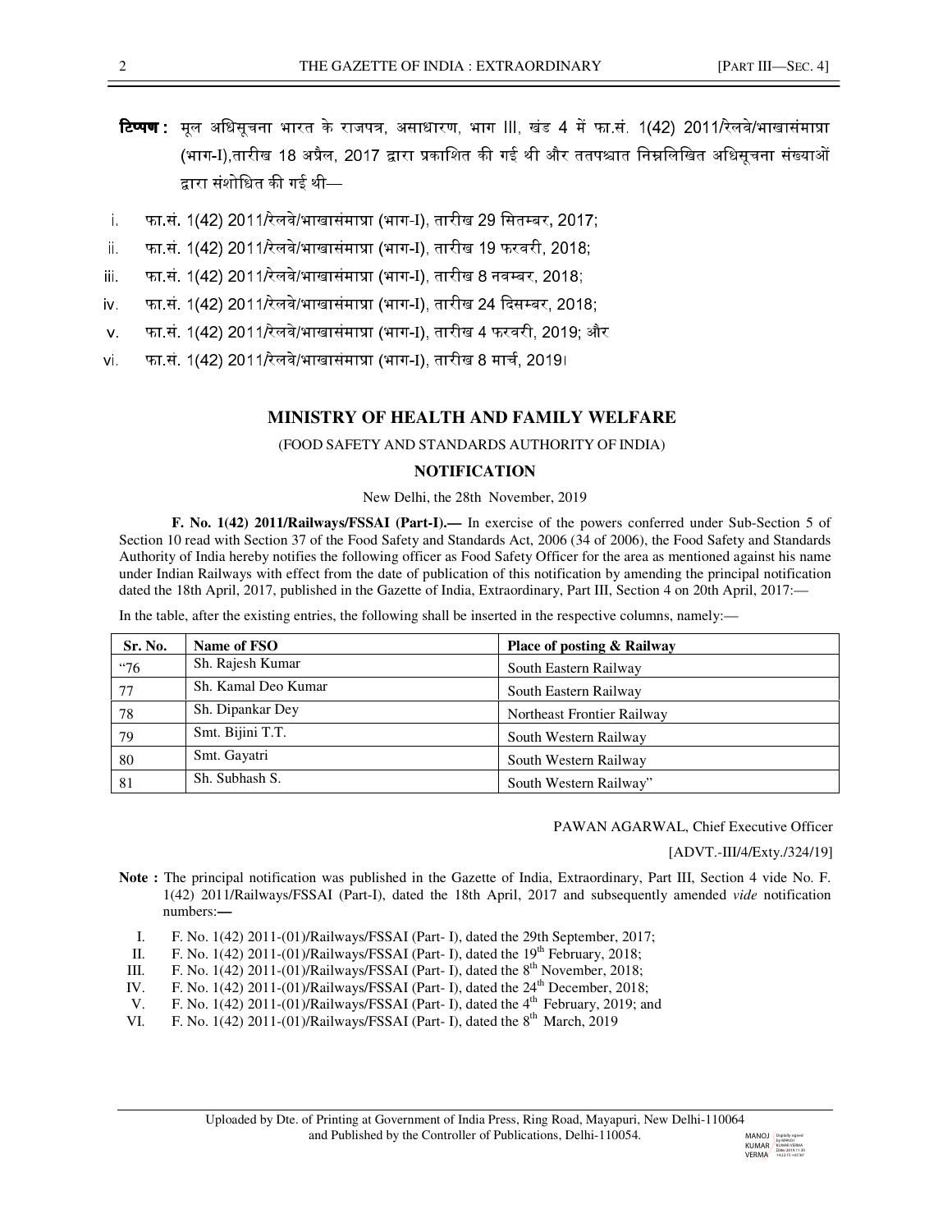**टिप्पण :** मूल अधिसूचना भारत के राजपत्र, असाधारण, भाग III, खंड 4 में फा.सं. 1(42) 2011/रेलवे/भाखासंमाप्रा (भाग-I),तारीख 18 अप्रैल, 2017 द्वारा प्रकाशित की गई थी और ततपश्चात निम्नलिखित अधिसूचना संख्याओं द्वारा संशोधित की गई थी—

i. फा.सं. 1(42) 2011/रेलवे/भाखासंमाप्रा (भाग-I), तारीख 29 सितम्बर, 2017;

ii. फा.सं. 1(42) 2011/रेलवे/भाखासंमाप्रा (भाग-I), तारीख 19 फरवरी, 2018;

iii. फा.सं. 1(42) 2011/रेलवे/भाखासंमाप्रा (भाग-I), तारीख 8 नवम्बर, 2018;

iv. फा.सं. 1(42) 2011/रेलवे/भाखासंमाप्रा (भाग-I), तारीख 24 दिसम्बर, 2018;

v. फा.सं. 1(42) 2011/रेलवे/भाखासंमाप्रा (भाग-I), तारीख 4 फरवरी, 2019; और

vi. फा.सं. 1(42) 2011/रेलवे/भाखासंमाप्रा (भाग-I), तारीख 8 मार्च, 2019।

## MINISTRY OF HEALTH AND FAMILY WELFARE

(FOOD SAFETY AND STANDARDS AUTHORITY OF INDIA)

### NOTIFICATION

New Delhi, the 28th November, 2019

**F. No. 1(42) 2011/Railways/FSSAI (Part-I).—** In exercise of the powers conferred under Sub-Section 5 of Section 10 read with Section 37 of the Food Safety and Standards Act, 2006 (34 of 2006), the Food Safety and Standards Authority of India hereby notifies the following officer as Food Safety Officer for the area as mentioned against his name under Indian Railways with effect from the date of publication of this notification by amending the principal notification dated the 18th April, 2017, published in the Gazette of India, Extraordinary, Part III, Section 4 on 20th April, 2017:—

In the table, after the existing entries, the following shall be inserted in the respective columns, namely:—

| Sr. No. | Name of FSO | Place of posting & Railway |
|---|---|---|
| "76 | Sh. Rajesh Kumar | South Eastern Railway |
| 77 | Sh. Kamal Deo Kumar | South Eastern Railway |
| 78 | Sh. Dipankar Dey | Northeast Frontier Railway |
| 79 | Smt. Bijini T.T. | South Western Railway |
| 80 | Smt. Gayatri | South Western Railway |
| 81 | Sh. Subhash S. | South Western Railway" |

PAWAN AGARWAL, Chief Executive Officer

[ADVT.-III/4/Exty./324/19]

**Note :** The principal notification was published in the Gazette of India, Extraordinary, Part III, Section 4 vide No. F. 1(42) 2011/Railways/FSSAI (Part-I), dated the 18th April, 2017 and subsequently amended *vide* notification numbers:—

I. F. No. 1(42) 2011-(01)/Railways/FSSAI (Part- I), dated the 29th September, 2017;

II. F. No. 1(42) 2011-(01)/Railways/FSSAI (Part- I), dated the 19th February, 2018;

III. F. No. 1(42) 2011-(01)/Railways/FSSAI (Part- I), dated the 8th November, 2018;

IV. F. No. 1(42) 2011-(01)/Railways/FSSAI (Part- I), dated the 24th December, 2018;

V. F. No. 1(42) 2011-(01)/Railways/FSSAI (Part- I), dated the 4th February, 2019; and

VI. F. No. 1(42) 2011-(01)/Railways/FSSAI (Part- I), dated the 8th March, 2019

Uploaded by Dte. of Printing at Government of India Press, Ring Road, Mayapuri, New Delhi-110064 and Published by the Controller of Publications, Delhi-110054.

MANOJ KUMAR VERMA